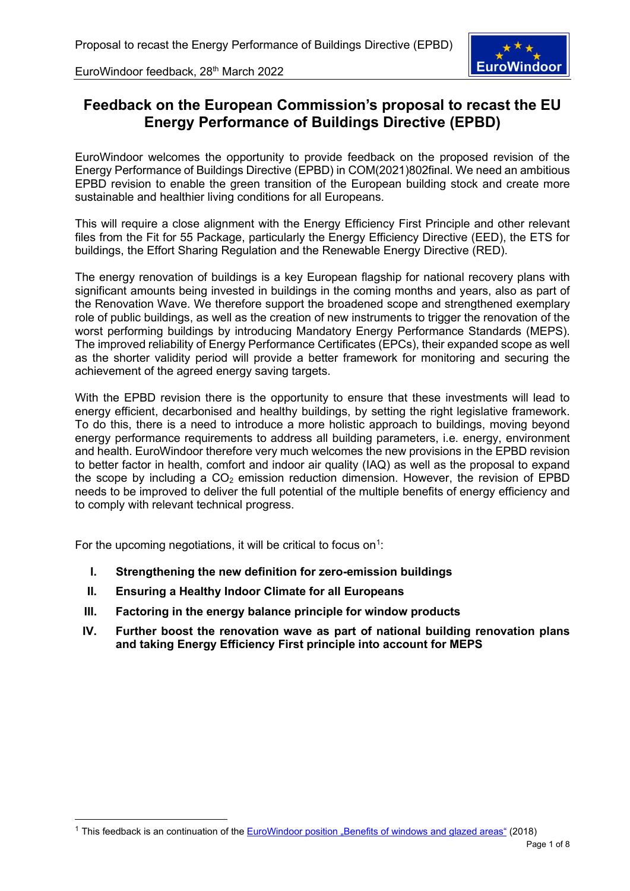# Feedback on the European Commission's proposal to recast the EU Energy Performance of Buildings Directive (EPBD)

EuroWindoor welcomes the opportunity to provide feedback on the proposed revision of the Energy Performance of Buildings Directive (EPBD) in COM(2021)802final. We need an ambitious EPBD revision to enable the green transition of the European building stock and create more sustainable and healthier living conditions for all Europeans.

This will require a close alignment with the Energy Efficiency First Principle and other relevant files from the Fit for 55 Package, particularly the Energy Efficiency Directive (EED), the ETS for buildings, the Effort Sharing Regulation and the Renewable Energy Directive (RED).

The energy renovation of buildings is a key European flagship for national recovery plans with significant amounts being invested in buildings in the coming months and years, also as part of the Renovation Wave. We therefore support the broadened scope and strengthened exemplary role of public buildings, as well as the creation of new instruments to trigger the renovation of the worst performing buildings by introducing Mandatory Energy Performance Standards (MEPS). The improved reliability of Energy Performance Certificates (EPCs), their expanded scope as well as the shorter validity period will provide a better framework for monitoring and securing the achievement of the agreed energy saving targets.

With the EPBD revision there is the opportunity to ensure that these investments will lead to energy efficient, decarbonised and healthy buildings, by setting the right legislative framework. To do this, there is a need to introduce a more holistic approach to buildings, moving beyond energy performance requirements to address all building parameters, i.e. energy, environment and health. EuroWindoor therefore very much welcomes the new provisions in the EPBD revision to better factor in health, comfort and indoor air quality (IAQ) as well as the proposal to expand the scope by including a $CO_2$ emission reduction dimension. However, the revision of EPBD needs to be improved to deliver the full potential of the multiple benefits of energy efficiency and to comply with relevant technical progress.

For the upcoming negotiations, it will be critical to focus on[1]:

- **I. Strengthening the new definition for zero-emission buildings**
- **II. Ensuring a Healthy Indoor Climate for all Europeans**
- **III. Factoring in the energy balance principle for window products**
- **IV. Further boost the renovation wave as part of national building renovation plans and taking Energy Efficiency First principle into account for MEPS**

[1] This feedback is an continuation of the EuroWindoor position „Benefits of windows and glazed areas“ (2018)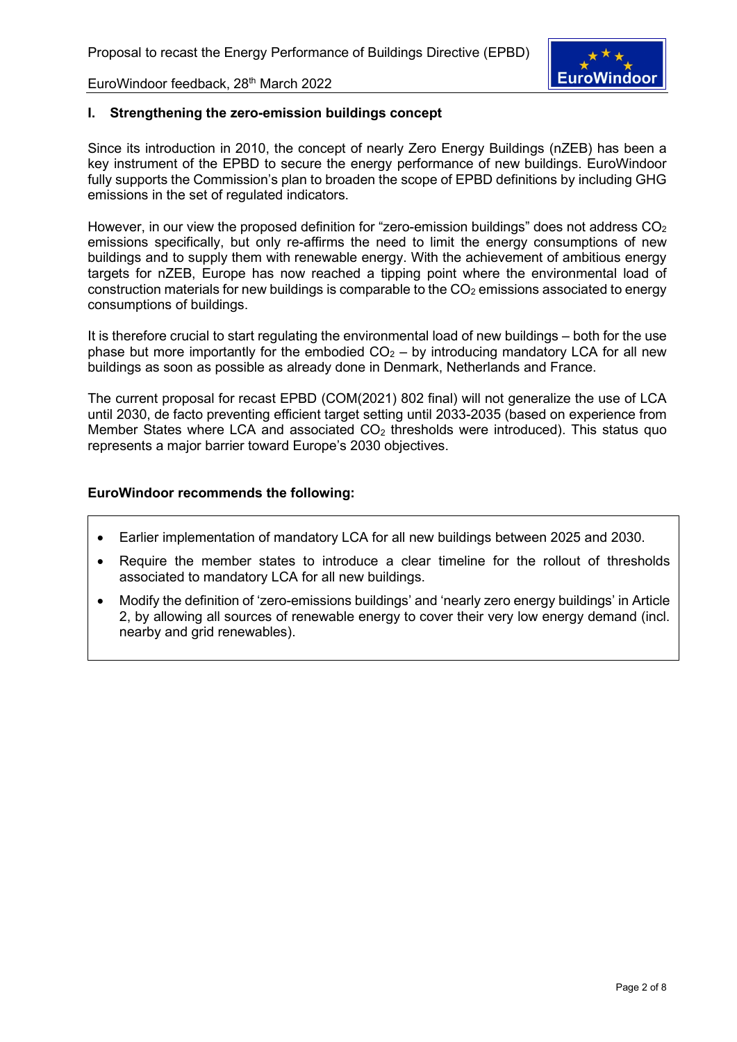## I. Strengthening the zero-emission buildings concept

Since its introduction in 2010, the concept of nearly Zero Energy Buildings (nZEB) has been a key instrument of the EPBD to secure the energy performance of new buildings. EuroWindoor fully supports the Commission's plan to broaden the scope of EPBD definitions by including GHG emissions in the set of regulated indicators.

However, in our view the proposed definition for "zero-emission buildings" does not address $CO_2$ emissions specifically, but only re-affirms the need to limit the energy consumptions of new buildings and to supply them with renewable energy. With the achievement of ambitious energy targets for nZEB, Europe has now reached a tipping point where the environmental load of construction materials for new buildings is comparable to the $CO_2$ emissions associated to energy consumptions of buildings.

It is therefore crucial to start regulating the environmental load of new buildings – both for the use phase but more importantly for the embodied $CO_2$ – by introducing mandatory LCA for all new buildings as soon as possible as already done in Denmark, Netherlands and France.

The current proposal for recast EPBD (COM(2021) 802 final) will not generalize the use of LCA until 2030, de facto preventing efficient target setting until 2033-2035 (based on experience from Member States where LCA and associated $CO_2$ thresholds were introduced). This status quo represents a major barrier toward Europe's 2030 objectives.

**EuroWindoor recommends the following:**

- Earlier implementation of mandatory LCA for all new buildings between 2025 and 2030.
- Require the member states to introduce a clear timeline for the rollout of thresholds associated to mandatory LCA for all new buildings.
- Modify the definition of 'zero-emissions buildings' and 'nearly zero energy buildings' in Article 2, by allowing all sources of renewable energy to cover their very low energy demand (incl. nearby and grid renewables).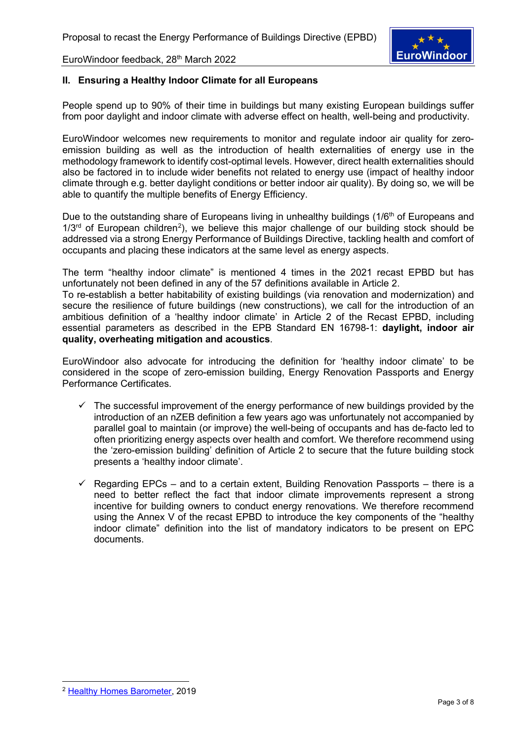## II. Ensuring a Healthy Indoor Climate for all Europeans

People spend up to 90% of their time in buildings but many existing European buildings suffer from poor daylight and indoor climate with adverse effect on health, well-being and productivity.

EuroWindoor welcomes new requirements to monitor and regulate indoor air quality for zero-emission building as well as the introduction of health externalities of energy use in the methodology framework to identify cost-optimal levels. However, direct health externalities should also be factored in to include wider benefits not related to energy use (impact of healthy indoor climate through e.g. better daylight conditions or better indoor air quality). By doing so, we will be able to quantify the multiple benefits of Energy Efficiency.

Due to the outstanding share of Europeans living in unhealthy buildings (1/6th of Europeans and 1/3rd of European children[2]), we believe this major challenge of our building stock should be addressed via a strong Energy Performance of Buildings Directive, tackling health and comfort of occupants and placing these indicators at the same level as energy aspects.

The term "healthy indoor climate" is mentioned 4 times in the 2021 recast EPBD but has unfortunately not been defined in any of the 57 definitions available in Article 2.
To re-establish a better habitability of existing buildings (via renovation and modernization) and secure the resilience of future buildings (new constructions), we call for the introduction of an ambitious definition of a 'healthy indoor climate' in Article 2 of the Recast EPBD, including essential parameters as described in the EPB Standard EN 16798-1: **daylight, indoor air quality, overheating mitigation and acoustics**.

EuroWindoor also advocate for introducing the definition for 'healthy indoor climate' to be considered in the scope of zero-emission building, Energy Renovation Passports and Energy Performance Certificates.

- ✓ The successful improvement of the energy performance of new buildings provided by the introduction of an nZEB definition a few years ago was unfortunately not accompanied by parallel goal to maintain (or improve) the well-being of occupants and has de-facto led to often prioritizing energy aspects over health and comfort. We therefore recommend using the 'zero-emission building' definition of Article 2 to secure that the future building stock presents a 'healthy indoor climate'.

- ✓ Regarding EPCs – and to a certain extent, Building Renovation Passports – there is a need to better reflect the fact that indoor climate improvements represent a strong incentive for building owners to conduct energy renovations. We therefore recommend using the Annex V of the recast EPBD to introduce the key components of the "healthy indoor climate" definition into the list of mandatory indicators to be present on EPC documents.

---

[2] Healthy Homes Barometer, 2019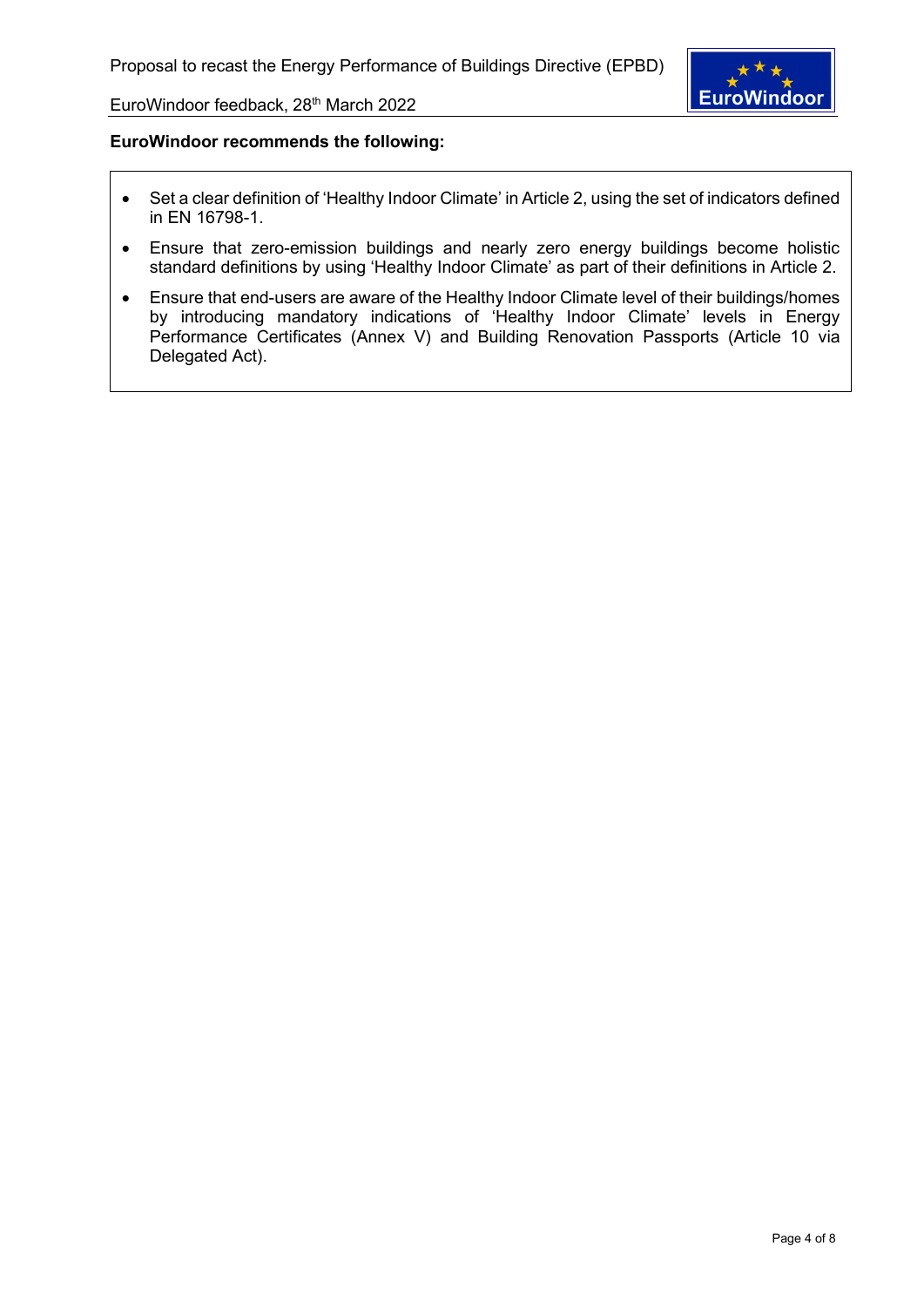**EuroWindoor recommends the following:**

- Set a clear definition of 'Healthy Indoor Climate' in Article 2, using the set of indicators defined in EN 16798-1.
- Ensure that zero-emission buildings and nearly zero energy buildings become holistic standard definitions by using 'Healthy Indoor Climate' as part of their definitions in Article 2.
- Ensure that end-users are aware of the Healthy Indoor Climate level of their buildings/homes by introducing mandatory indications of 'Healthy Indoor Climate' levels in Energy Performance Certificates (Annex V) and Building Renovation Passports (Article 10 via Delegated Act).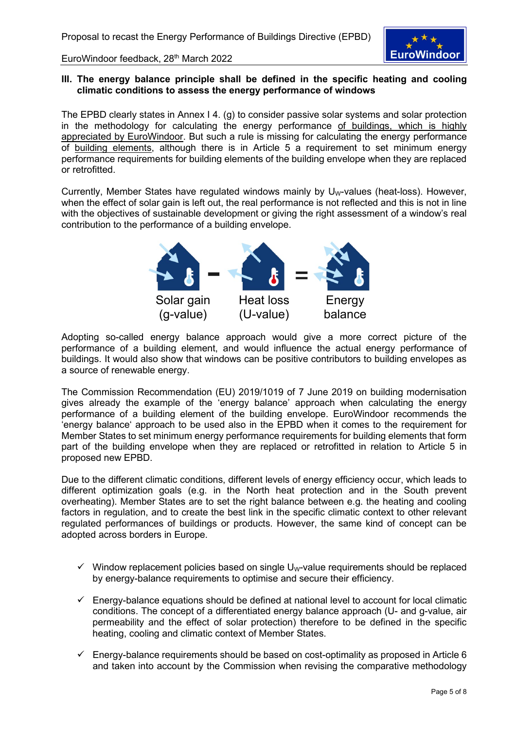### III. The energy balance principle shall be defined in the specific heating and cooling climatic conditions to assess the energy performance of windows

The EPBD clearly states in Annex I 4. (g) to consider passive solar systems and solar protection in the methodology for calculating the energy performance of buildings, which is highly appreciated by EuroWindoor. But such a rule is missing for calculating the energy performance of building elements, although there is in Article 5 a requirement to set minimum energy performance requirements for building elements of the building envelope when they are replaced or retrofitted.

Currently, Member States have regulated windows mainly by $U_W$-values (heat-loss). However, when the effect of solar gain is left out, the real performance is not reflected and this is not in line with the objectives of sustainable development or giving the right assessment of a window's real contribution to the performance of a building envelope.

Solar gain (g-value) – Heat loss (U-value) = Energy balance

Adopting so-called energy balance approach would give a more correct picture of the performance of a building element, and would influence the actual energy performance of buildings. It would also show that windows can be positive contributors to building envelopes as a source of renewable energy.

The Commission Recommendation (EU) 2019/1019 of 7 June 2019 on building modernisation gives already the example of the 'energy balance' approach when calculating the energy performance of a building element of the building envelope. EuroWindoor recommends the 'energy balance' approach to be used also in the EPBD when it comes to the requirement for Member States to set minimum energy performance requirements for building elements that form part of the building envelope when they are replaced or retrofitted in relation to Article 5 in proposed new EPBD.

Due to the different climatic conditions, different levels of energy efficiency occur, which leads to different optimization goals (e.g. in the North heat protection and in the South prevent overheating). Member States are to set the right balance between e.g. the heating and cooling factors in regulation, and to create the best link in the specific climatic context to other relevant regulated performances of buildings or products. However, the same kind of concept can be adopted across borders in Europe.

- ✓ Window replacement policies based on single $U_W$-value requirements should be replaced by energy-balance requirements to optimise and secure their efficiency.
- ✓ Energy-balance equations should be defined at national level to account for local climatic conditions. The concept of a differentiated energy balance approach (U- and g-value, air permeability and the effect of solar protection) therefore to be defined in the specific heating, cooling and climatic context of Member States.
- ✓ Energy-balance requirements should be based on cost-optimality as proposed in Article 6 and taken into account by the Commission when revising the comparative methodology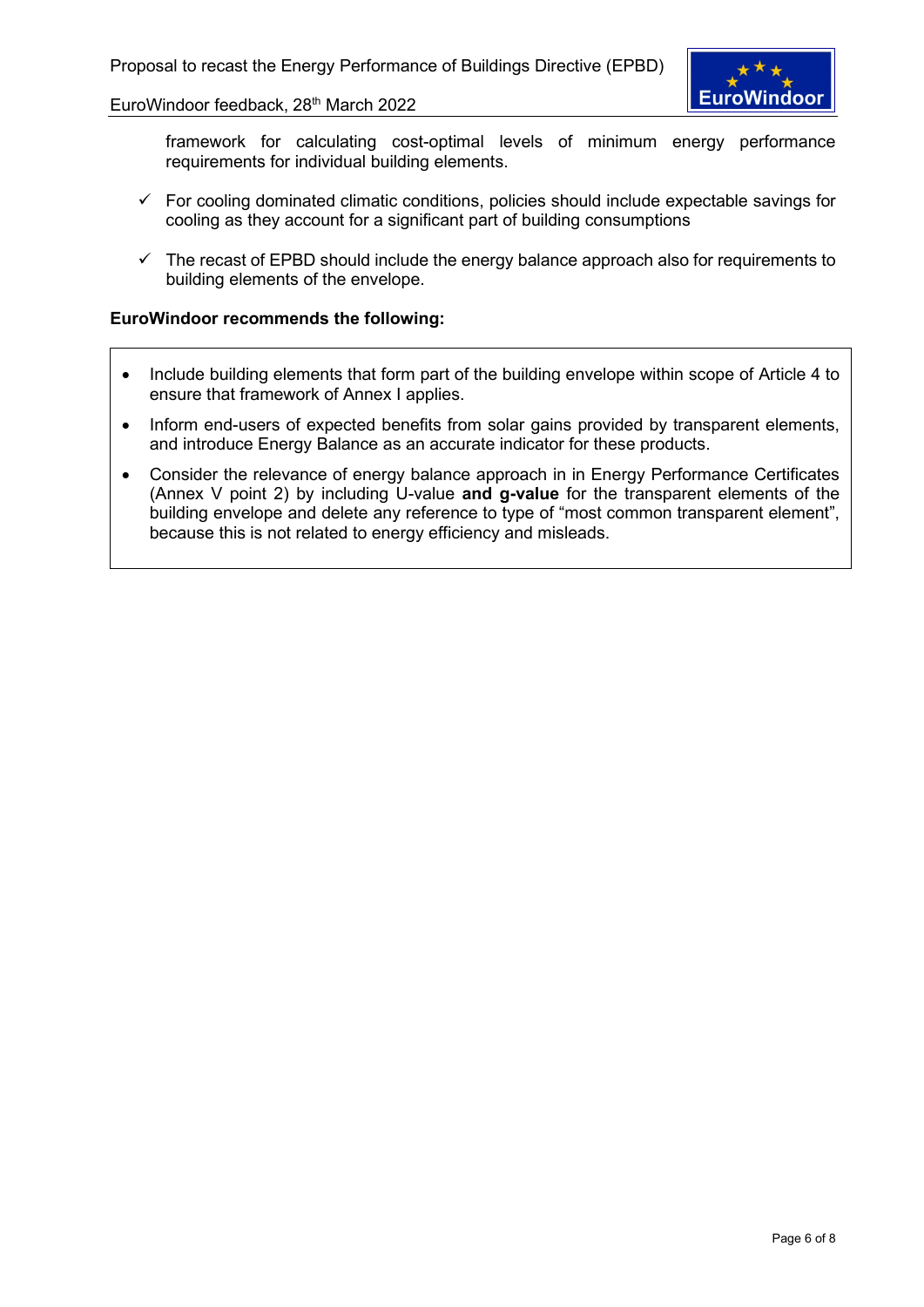framework for calculating cost-optimal levels of minimum energy performance requirements for individual building elements.

- ✓ For cooling dominated climatic conditions, policies should include expectable savings for cooling as they account for a significant part of building consumptions
- ✓ The recast of EPBD should include the energy balance approach also for requirements to building elements of the envelope.

**EuroWindoor recommends the following:**

- Include building elements that form part of the building envelope within scope of Article 4 to ensure that framework of Annex I applies.
- Inform end-users of expected benefits from solar gains provided by transparent elements, and introduce Energy Balance as an accurate indicator for these products.
- Consider the relevance of energy balance approach in in Energy Performance Certificates (Annex V point 2) by including U-value **and g-value** for the transparent elements of the building envelope and delete any reference to type of "most common transparent element", because this is not related to energy efficiency and misleads.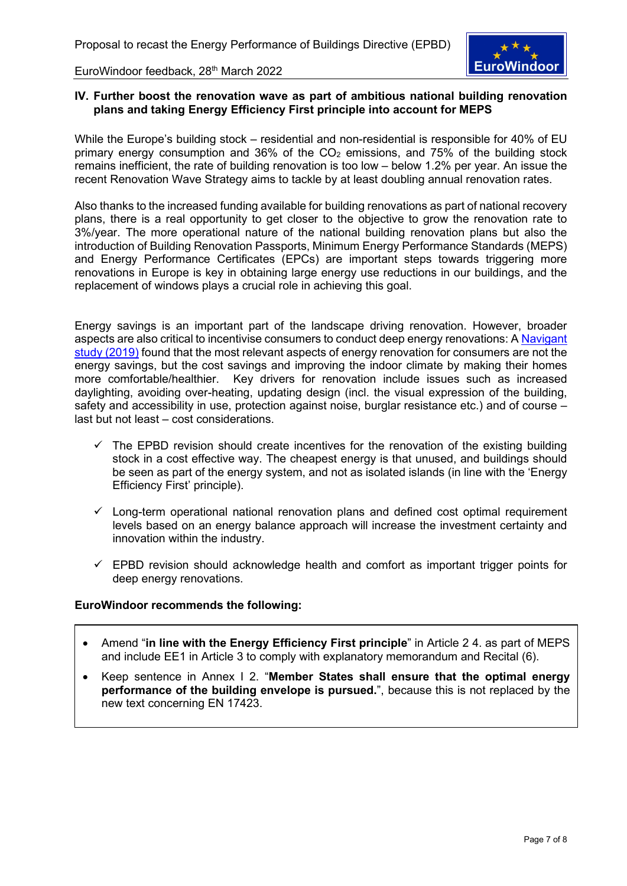## IV. Further boost the renovation wave as part of ambitious national building renovation plans and taking Energy Efficiency First principle into account for MEPS

While the Europe's building stock – residential and non-residential is responsible for 40% of EU primary energy consumption and 36% of the $CO_2$ emissions, and 75% of the building stock remains inefficient, the rate of building renovation is too low – below 1.2% per year. An issue the recent Renovation Wave Strategy aims to tackle by at least doubling annual renovation rates.

Also thanks to the increased funding available for building renovations as part of national recovery plans, there is a real opportunity to get closer to the objective to grow the renovation rate to 3%/year. The more operational nature of the national building renovation plans but also the introduction of Building Renovation Passports, Minimum Energy Performance Standards (MEPS) and Energy Performance Certificates (EPCs) are important steps towards triggering more renovations in Europe is key in obtaining large energy use reductions in our buildings, and the replacement of windows plays a crucial role in achieving this goal.

Energy savings is an important part of the landscape driving renovation. However, broader aspects are also critical to incentivise consumers to conduct deep energy renovations: A Navigant study (2019) found that the most relevant aspects of energy renovation for consumers are not the energy savings, but the cost savings and improving the indoor climate by making their homes more comfortable/healthier. Key drivers for renovation include issues such as increased daylighting, avoiding over-heating, updating design (incl. the visual expression of the building, safety and accessibility in use, protection against noise, burglar resistance etc.) and of course – last but not least – cost considerations.

- ✓ The EPBD revision should create incentives for the renovation of the existing building stock in a cost effective way. The cheapest energy is that unused, and buildings should be seen as part of the energy system, and not as isolated islands (in line with the 'Energy Efficiency First' principle).
- ✓ Long-term operational national renovation plans and defined cost optimal requirement levels based on an energy balance approach will increase the investment certainty and innovation within the industry.
- ✓ EPBD revision should acknowledge health and comfort as important trigger points for deep energy renovations.

**EuroWindoor recommends the following:**

- Amend "**in line with the Energy Efficiency First principle**" in Article 2 4. as part of MEPS and include EE1 in Article 3 to comply with explanatory memorandum and Recital (6).
- Keep sentence in Annex I 2. "**Member States shall ensure that the optimal energy performance of the building envelope is pursued.**", because this is not replaced by the new text concerning EN 17423.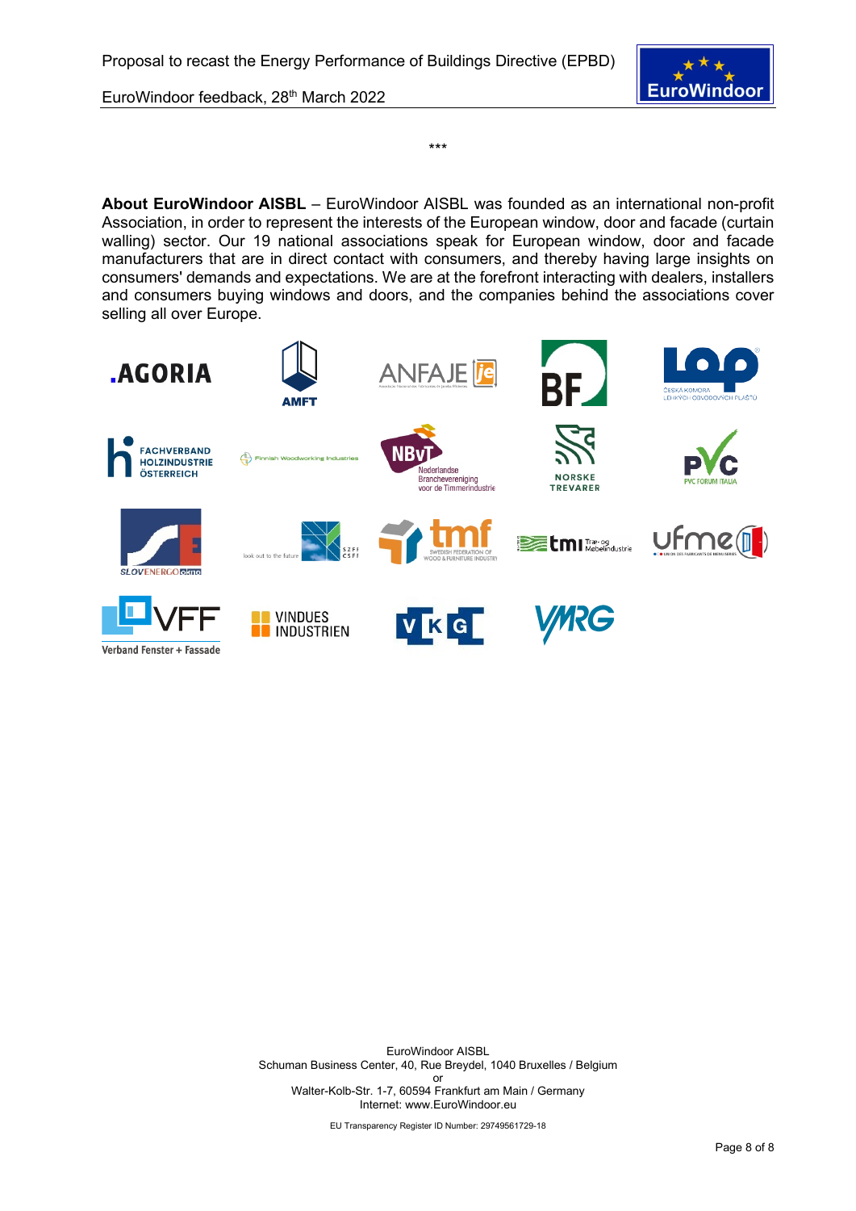\*\*\*

**About EuroWindoor AISBL** – EuroWindoor AISBL was founded as an international non-profit Association, in order to represent the interests of the European window, door and facade (curtain walling) sector. Our 19 national associations speak for European window, door and facade manufacturers that are in direct contact with consumers, and thereby having large insights on consumers' demands and expectations. We are at the forefront interacting with dealers, installers and consumers buying windows and doors, and the companies behind the associations cover selling all over Europe.

EuroWindoor AISBL
Schuman Business Center, 40, Rue Breydel, 1040 Bruxelles / Belgium
or
Walter-Kolb-Str. 1-7, 60594 Frankfurt am Main / Germany
Internet: www.EuroWindoor.eu

EU Transparency Register ID Number: 29749561729-18